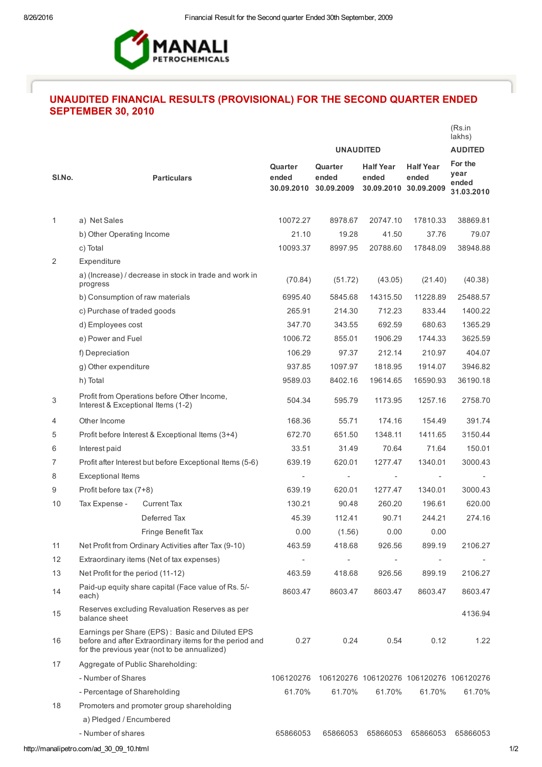MANALI PETROCHEMICALS

# UNAUDITED FINANCIAL RESULTS (PROVISIONAL) FOR THE SECOND QUARTER ENDED SEPTEMBER 30, 2010

(Rs.in lakhs)

| Sl.No. | Particulars | | UNAUDITED | | | | AUDITED |
|---|---|---|---|---|---|---|---|
| | | | Quarter ended 30.09.2010 | Quarter ended 30.09.2009 | Half Year ended 30.09.2010 | Half Year ended 30.09.2009 | For the year ended 31.03.2010 |
| 1 | a) Net Sales | | 10072.27 | 8978.67 | 20747.10 | 17810.33 | 38869.81 |
| | b) Other Operating Income | | 21.10 | 19.28 | 41.50 | 37.76 | 79.07 |
| | c) Total | | 10093.37 | 8997.95 | 20788.60 | 17848.09 | 38948.88 |
| 2 | Expenditure | | | | | | |
| | a) (Increase) / decrease in stock in trade and work in progress | | (70.84) | (51.72) | (43.05) | (21.40) | (40.38) |
| | b) Consumption of raw materials | | 6995.40 | 5845.68 | 14315.50 | 11228.89 | 25488.57 |
| | c) Purchase of traded goods | | 265.91 | 214.30 | 712.23 | 833.44 | 1400.22 |
| | d) Employees cost | | 347.70 | 343.55 | 692.59 | 680.63 | 1365.29 |
| | e) Power and Fuel | | 1006.72 | 855.01 | 1906.29 | 1744.33 | 3625.59 |
| | f) Depreciation | | 106.29 | 97.37 | 212.14 | 210.97 | 404.07 |
| | g) Other expenditure | | 937.85 | 1097.97 | 1818.95 | 1914.07 | 3946.82 |
| | h) Total | | 9589.03 | 8402.16 | 19614.65 | 16590.93 | 36190.18 |
| 3 | Profit from Operations before Other Income, Interest & Exceptional Items (1-2) | | 504.34 | 595.79 | 1173.95 | 1257.16 | 2758.70 |
| 4 | Other Income | | 168.36 | 55.71 | 174.16 | 154.49 | 391.74 |
| 5 | Profit before Interest & Exceptional Items (3+4) | | 672.70 | 651.50 | 1348.11 | 1411.65 | 3150.44 |
| 6 | Interest paid | | 33.51 | 31.49 | 70.64 | 71.64 | 150.01 |
| 7 | Profit after Interest but before Exceptional Items (5-6) | | 639.19 | 620.01 | 1277.47 | 1340.01 | 3000.43 |
| 8 | Exceptional Items | | - | - | - | - | - |
| 9 | Profit before tax (7+8) | | 639.19 | 620.01 | 1277.47 | 1340.01 | 3000.43 |
| 10 | Tax Expense - | Current Tax | 130.21 | 90.48 | 260.20 | 196.61 | 620.00 |
| | | Deferred Tax | 45.39 | 112.41 | 90.71 | 244.21 | 274.16 |
| | | Fringe Benefit Tax | 0.00 | (1.56) | 0.00 | 0.00 | |
| 11 | Net Profit from Ordinary Activities after Tax (9-10) | | 463.59 | 418.68 | 926.56 | 899.19 | 2106.27 |
| 12 | Extraordinary items (Net of tax expenses) | | - | - | - | - | - |
| 13 | Net Profit for the period (11-12) | | 463.59 | 418.68 | 926.56 | 899.19 | 2106.27 |
| 14 | Paid-up equity share capital (Face value of Rs. 5/- each) | | 8603.47 | 8603.47 | 8603.47 | 8603.47 | 8603.47 |
| 15 | Reserves excluding Revaluation Reserves as per balance sheet | | | | | | 4136.94 |
| 16 | Earnings per Share (EPS) : Basic and Diluted EPS before and after Extraordinary items for the period and for the previous year (not to be annualized) | | 0.27 | 0.24 | 0.54 | 0.12 | 1.22 |
| 17 | Aggregate of Public Shareholding: | | | | | | |
| | - Number of Shares | | 106120276 | 106120276 | 106120276 | 106120276 | 106120276 |
| | - Percentage of Shareholding | | 61.70% | 61.70% | 61.70% | 61.70% | 61.70% |
| 18 | Promoters and promoter group shareholding | | | | | | |
| | a) Pledged / Encumbered | | | | | | |
| | - Number of shares | | 65866053 | 65866053 | 65866053 | 65866053 | 65866053 |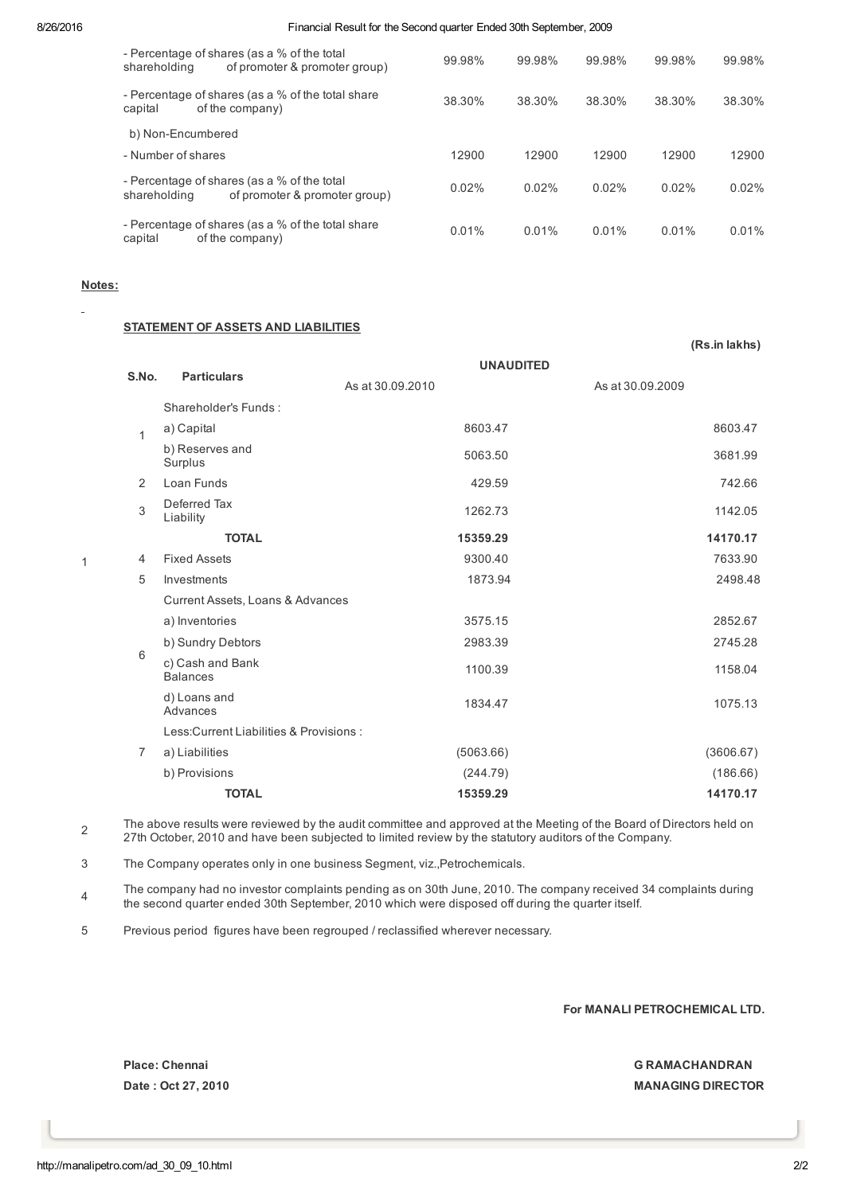| | | | | | |
|---|---|---|---|---|---|
| - Percentage of shares (as a % of the total shareholding of promoter & promoter group) | 99.98% | 99.98% | 99.98% | 99.98% | 99.98% |
| - Percentage of shares (as a % of the total share capital of the company) | 38.30% | 38.30% | 38.30% | 38.30% | 38.30% |
| b) Non-Encumbered | | | | | |
| - Number of shares | 12900 | 12900 | 12900 | 12900 | 12900 |
| - Percentage of shares (as a % of the total shareholding of promoter & promoter group) | 0.02% | 0.02% | 0.02% | 0.02% | 0.02% |
| - Percentage of shares (as a % of the total share capital of the company) | 0.01% | 0.01% | 0.01% | 0.01% | 0.01% |

**Notes:**

1

**STATEMENT OF ASSETS AND LIABILITIES**

**(Rs.in lakhs)**

| S.No. | Particulars | UNAUDITED As at 30.09.2010 | As at 30.09.2009 |
|---|---|---|---|
| 1 | Shareholder's Funds : | | |
| | a) Capital | 8603.47 | 8603.47 |
| | b) Reserves and Surplus | 5063.50 | 3681.99 |
| 2 | Loan Funds | 429.59 | 742.66 |
| 3 | Deferred Tax Liability | 1262.73 | 1142.05 |
| | **TOTAL** | **15359.29** | **14170.17** |
| 4 | Fixed Assets | 9300.40 | 7633.90 |
| 5 | Investments | 1873.94 | 2498.48 |
| 6 | Current Assets, Loans & Advances | | |
| | a) Inventories | 3575.15 | 2852.67 |
| | b) Sundry Debtors | 2983.39 | 2745.28 |
| | c) Cash and Bank Balances | 1100.39 | 1158.04 |
| | d) Loans and Advances | 1834.47 | 1075.13 |
| 7 | Less:Current Liabilities & Provisions : | | |
| | a) Liabilities | (5063.66) | (3606.67) |
| | b) Provisions | (244.79) | (186.66) |
| | **TOTAL** | **15359.29** | **14170.17** |

2 The above results were reviewed by the audit committee and approved at the Meeting of the Board of Directors held on 27th October, 2010 and have been subjected to limited review by the statutory auditors of the Company.

3 The Company operates only in one business Segment, viz.,Petrochemicals.

4 The company had no investor complaints pending as on 30th June, 2010. The company received 34 complaints during the second quarter ended 30th September, 2010 which were disposed off during the quarter itself.

5 Previous period figures have been regrouped / reclassified wherever necessary.

**For MANALI PETROCHEMICAL LTD.**

**Place: Chennai**

**Date : Oct 27, 2010**

**G RAMACHANDRAN**

**MANAGING DIRECTOR**